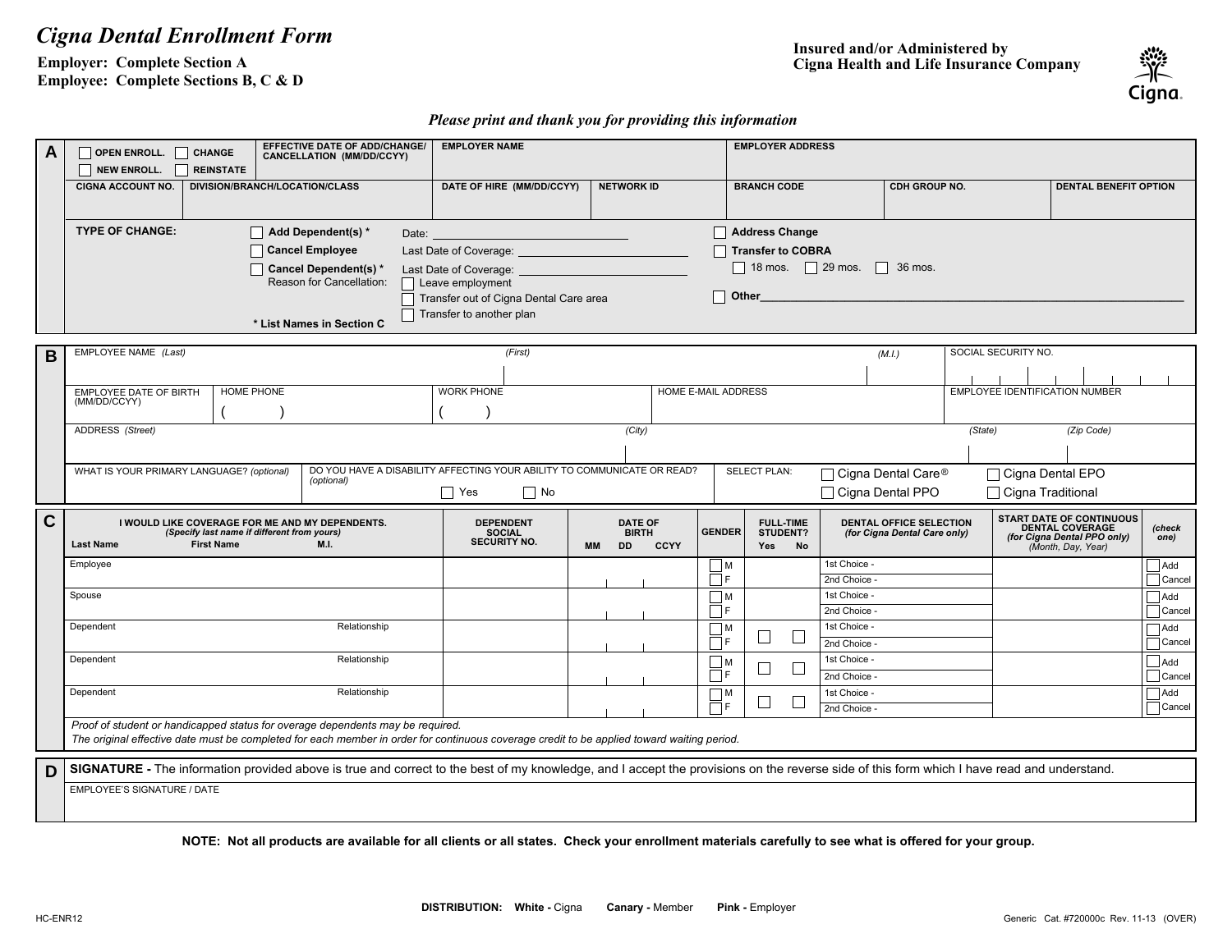# Cigna Dental Enrollment Form

**Employer: Complete Section A**
**Employee: Complete Sections B, C & D**

**Insured and/or Administered by**
**Cigna Health and Life Insurance Company**

Cigna

***Please print and thank you for providing this information***

## A

| ☐ OPEN ENROLL. ☐ CHANGE ☐ NEW ENROLL. ☐ REINSTATE | EFFECTIVE DATE OF ADD/CHANGE/ CANCELLATION (MM/DD/CCYY) | EMPLOYER NAME | | EMPLOYER ADDRESS | | |
|---|---|---|---|---|---|---|
| **CIGNA ACCOUNT NO.** | **DIVISION/BRANCH/LOCATION/CLASS** | **DATE OF HIRE (MM/DD/CCYY)** | **NETWORK ID** | **BRANCH CODE** | **CDH GROUP NO.** | **DENTAL BENEFIT OPTION** |
| | | | | | | |

**TYPE OF CHANGE:**

- ☐ **Add Dependent(s) *** Date: ____________________
- ☐ **Cancel Employee** Last Date of Coverage: ____________________
- ☐ **Cancel Dependent(s) *** Last Date of Coverage: ____________________
  - Reason for Cancellation:
    - ☐ Leave employment
    - ☐ Transfer out of Cigna Dental Care area
    - ☐ Transfer to another plan
- ☐ **Address Change**
- ☐ **Transfer to COBRA**
  - ☐ 18 mos. ☐ 29 mos. ☐ 36 mos.
- ☐ **Other**____________________

*** List Names in Section C**

## B

| EMPLOYEE NAME *(Last)* | *(First)* | | *(M.I.)* | SOCIAL SECURITY NO. |
|---|---|---|---|---|
| | | | | |

| EMPLOYEE DATE OF BIRTH (MM/DD/CCYY) | HOME PHONE | WORK PHONE | HOME E-MAIL ADDRESS | EMPLOYEE IDENTIFICATION NUMBER |
|---|---|---|---|---|
| | (    ) | (    ) | | |

| ADDRESS *(Street)* | *(City)* | *(State)* | *(Zip Code)* |
|---|---|---|---|
| | | | |

| WHAT IS YOUR PRIMARY LANGUAGE? *(optional)* | DO YOU HAVE A DISABILITY AFFECTING YOUR ABILITY TO COMMUNICATE OR READ? *(optional)* | SELECT PLAN: |
|---|---|---|
| | ☐ Yes ☐ No | ☐ Cigna Dental Care® ☐ Cigna Dental EPO ☐ Cigna Dental PPO ☐ Cigna Traditional |

## C

| I WOULD LIKE COVERAGE FOR ME AND MY DEPENDENTS. *(Specify last name if different from yours)* Last Name / First Name / M.I. | DEPENDENT SOCIAL SECURITY NO. | DATE OF BIRTH MM DD CCYY | GENDER | FULL-TIME STUDENT? Yes No | DENTAL OFFICE SELECTION *(for Cigna Dental Care only)* | START DATE OF CONTINUOUS DENTAL COVERAGE *(for Cigna Dental PPO only)* *(Month, Day, Year)* | *(check one)* |
|---|---|---|---|---|---|---|---|
| Employee | | | ☐ M ☐ F | | 1st Choice - / 2nd Choice - | | ☐ Add ☐ Cancel |
| Spouse | | | ☐ M ☐ F | | 1st Choice - / 2nd Choice - | | ☐ Add ☐ Cancel |
| Dependent Relationship | | | ☐ M ☐ F | ☐ ☐ | 1st Choice - / 2nd Choice - | | ☐ Add ☐ Cancel |
| Dependent Relationship | | | ☐ M ☐ F | ☐ ☐ | 1st Choice - / 2nd Choice - | | ☐ Add ☐ Cancel |
| Dependent Relationship | | | ☐ M ☐ F | ☐ ☐ | 1st Choice - / 2nd Choice - | | ☐ Add ☐ Cancel |

*Proof of student or handicapped status for overage dependents may be required.*
*The original effective date must be completed for each member in order for continuous coverage credit to be applied toward waiting period.*

## D

**SIGNATURE -** The information provided above is true and correct to the best of my knowledge, and I accept the provisions on the reverse side of this form which I have read and understand.

EMPLOYEE'S SIGNATURE / DATE

**NOTE: Not all products are available for all clients or all states. Check your enrollment materials carefully to see what is offered for your group.**

**DISTRIBUTION: White -** Cigna **Canary -** Member **Pink -** Employer

HC-ENR12 Generic Cat. #720000c Rev. 11-13 (OVER)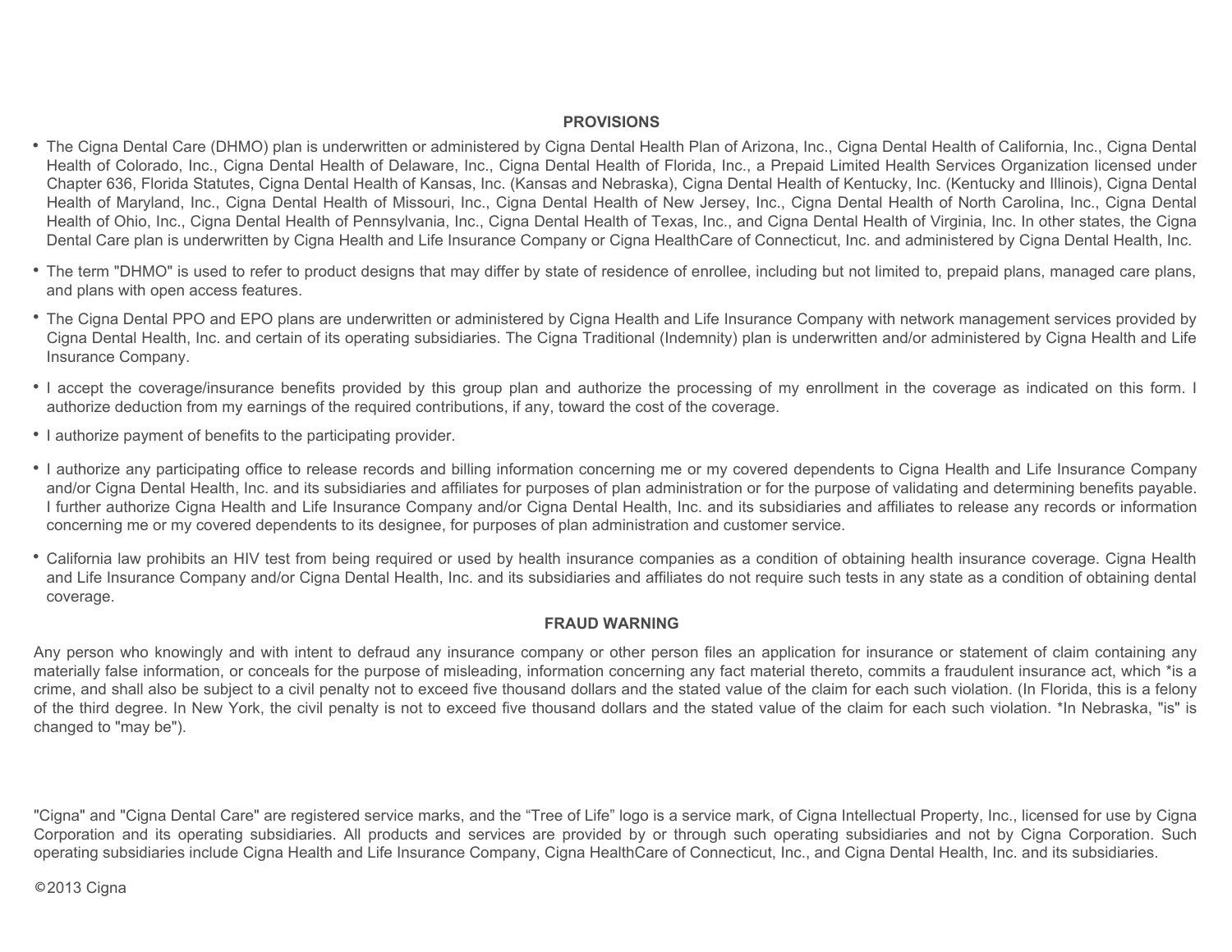## PROVISIONS

- The Cigna Dental Care (DHMO) plan is underwritten or administered by Cigna Dental Health Plan of Arizona, Inc., Cigna Dental Health of California, Inc., Cigna Dental Health of Colorado, Inc., Cigna Dental Health of Delaware, Inc., Cigna Dental Health of Florida, Inc., a Prepaid Limited Health Services Organization licensed under Chapter 636, Florida Statutes, Cigna Dental Health of Kansas, Inc. (Kansas and Nebraska), Cigna Dental Health of Kentucky, Inc. (Kentucky and Illinois), Cigna Dental Health of Maryland, Inc., Cigna Dental Health of Missouri, Inc., Cigna Dental Health of New Jersey, Inc., Cigna Dental Health of North Carolina, Inc., Cigna Dental Health of Ohio, Inc., Cigna Dental Health of Pennsylvania, Inc., Cigna Dental Health of Texas, Inc., and Cigna Dental Health of Virginia, Inc. In other states, the Cigna Dental Care plan is underwritten by Cigna Health and Life Insurance Company or Cigna HealthCare of Connecticut, Inc. and administered by Cigna Dental Health, Inc.
- The term "DHMO" is used to refer to product designs that may differ by state of residence of enrollee, including but not limited to, prepaid plans, managed care plans, and plans with open access features.
- The Cigna Dental PPO and EPO plans are underwritten or administered by Cigna Health and Life Insurance Company with network management services provided by Cigna Dental Health, Inc. and certain of its operating subsidiaries. The Cigna Traditional (Indemnity) plan is underwritten and/or administered by Cigna Health and Life Insurance Company.
- I accept the coverage/insurance benefits provided by this group plan and authorize the processing of my enrollment in the coverage as indicated on this form. I authorize deduction from my earnings of the required contributions, if any, toward the cost of the coverage.
- I authorize payment of benefits to the participating provider.
- I authorize any participating office to release records and billing information concerning me or my covered dependents to Cigna Health and Life Insurance Company and/or Cigna Dental Health, Inc. and its subsidiaries and affiliates for purposes of plan administration or for the purpose of validating and determining benefits payable. I further authorize Cigna Health and Life Insurance Company and/or Cigna Dental Health, Inc. and its subsidiaries and affiliates to release any records or information concerning me or my covered dependents to its designee, for purposes of plan administration and customer service.
- California law prohibits an HIV test from being required or used by health insurance companies as a condition of obtaining health insurance coverage. Cigna Health and Life Insurance Company and/or Cigna Dental Health, Inc. and its subsidiaries and affiliates do not require such tests in any state as a condition of obtaining dental coverage.

## FRAUD WARNING

Any person who knowingly and with intent to defraud any insurance company or other person files an application for insurance or statement of claim containing any materially false information, or conceals for the purpose of misleading, information concerning any fact material thereto, commits a fraudulent insurance act, which *is a crime, and shall also be subject to a civil penalty not to exceed five thousand dollars and the stated value of the claim for each such violation. (In Florida, this is a felony of the third degree. In New York, the civil penalty is not to exceed five thousand dollars and the stated value of the claim for each such violation. *In Nebraska, "is" is changed to "may be").

"Cigna" and "Cigna Dental Care" are registered service marks, and the "Tree of Life" logo is a service mark, of Cigna Intellectual Property, Inc., licensed for use by Cigna Corporation and its operating subsidiaries. All products and services are provided by or through such operating subsidiaries and not by Cigna Corporation. Such operating subsidiaries include Cigna Health and Life Insurance Company, Cigna HealthCare of Connecticut, Inc., and Cigna Dental Health, Inc. and its subsidiaries.

©2013 Cigna